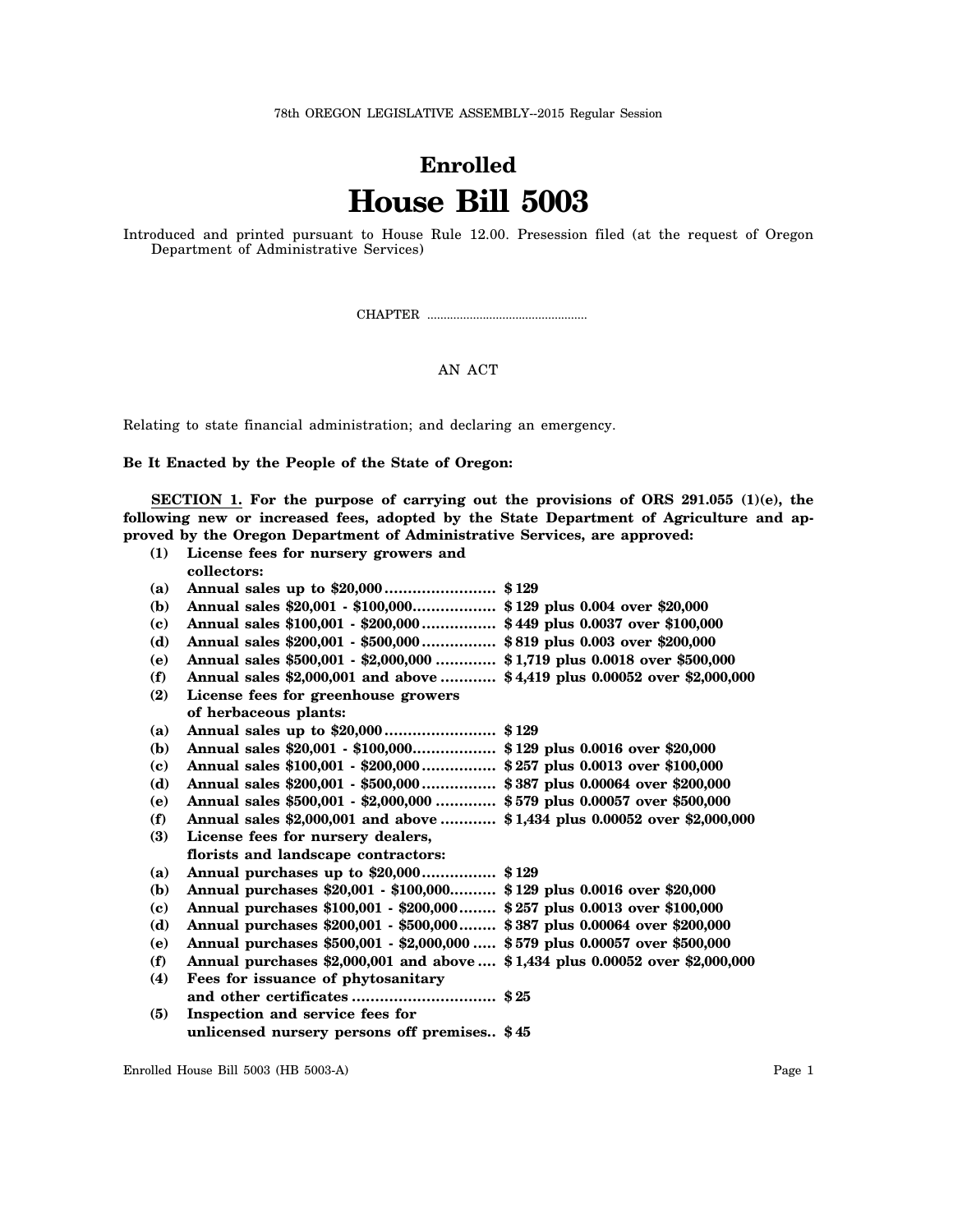78th OREGON LEGISLATIVE ASSEMBLY--2015 Regular Session

# Enrolled
# House Bill 5003

Introduced and printed pursuant to House Rule 12.00. Presession filed (at the request of Oregon Department of Administrative Services)

CHAPTER .................................................

AN ACT

Relating to state financial administration; and declaring an emergency.

**Be It Enacted by the People of the State of Oregon:**

**SECTION 1. For the purpose of carrying out the provisions of ORS 291.055 (1)(e), the following new or increased fees, adopted by the State Department of Agriculture and approved by the Oregon Department of Administrative Services, are approved:**

**(1) License fees for nursery growers and collectors:**

**(a) Annual sales up to $20,000 ........................ $129**

**(b) Annual sales $20,001 - $100,000.................. $129 plus 0.004 over $20,000**

**(c) Annual sales $100,001 - $200,000................ $449 plus 0.0037 over $100,000**

**(d) Annual sales $200,001 - $500,000................ $819 plus 0.003 over $200,000**

**(e) Annual sales $500,001 - $2,000,000 ............. $1,719 plus 0.0018 over $500,000**

**(f) Annual sales $2,000,001 and above ............ $4,419 plus 0.00052 over $2,000,000**

**(2) License fees for greenhouse growers of herbaceous plants:**

**(a) Annual sales up to $20,000 ........................ $129**

**(b) Annual sales $20,001 - $100,000.................. $129 plus 0.0016 over $20,000**

**(c) Annual sales $100,001 - $200,000................ $257 plus 0.0013 over $100,000**

**(d) Annual sales $200,001 - $500,000................ $387 plus 0.00064 over $200,000**

**(e) Annual sales $500,001 - $2,000,000 ............. $579 plus 0.00057 over $500,000**

**(f) Annual sales $2,000,001 and above ............ $1,434 plus 0.00052 over $2,000,000**

**(3) License fees for nursery dealers, florists and landscape contractors:**

**(a) Annual purchases up to $20,000................ $129**

**(b) Annual purchases $20,001 - $100,000.......... $129 plus 0.0016 over $20,000**

**(c) Annual purchases $100,001 - $200,000........ $257 plus 0.0013 over $100,000**

**(d) Annual purchases $200,001 - $500,000........ $387 plus 0.00064 over $200,000**

**(e) Annual purchases $500,001 - $2,000,000 ..... $579 plus 0.00057 over $500,000**

**(f) Annual purchases $2,000,001 and above .... $1,434 plus 0.00052 over $2,000,000**

**(4) Fees for issuance of phytosanitary and other certificates ............................... $25**

**(5) Inspection and service fees for unlicensed nursery persons off premises.. $45**

Enrolled House Bill 5003 (HB 5003-A)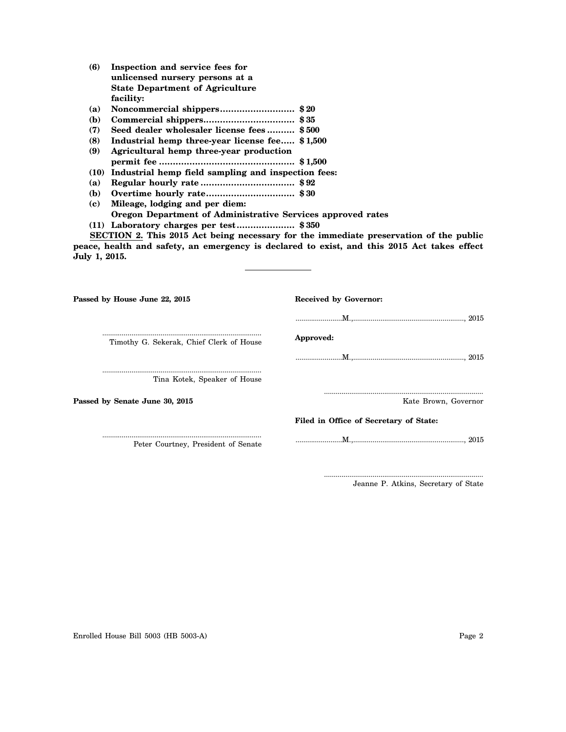**(6) Inspection and service fees for unlicensed nursery persons at a State Department of Agriculture facility:**

**(a) Noncommercial shippers........................... $ 20**

**(b) Commercial shippers................................. $ 35**

**(7) Seed dealer wholesaler license fees .......... $ 500**

**(8) Industrial hemp three-year license fee..... $ 1,500**

**(9) Agricultural hemp three-year production permit fee ................................................ $ 1,500**

**(10) Industrial hemp field sampling and inspection fees:**

**(a) Regular hourly rate .................................. $ 92**

**(b) Overtime hourly rate................................ $ 30**

**(c) Mileage, lodging and per diem: Oregon Department of Administrative Services approved rates**

**(11) Laboratory charges per test..................... $ 350**

**SECTION 2. This 2015 Act being necessary for the immediate preservation of the public peace, health and safety, an emergency is declared to exist, and this 2015 Act takes effect July 1, 2015.**

---

Passed by House June 22, 2015

.................................................................................
Timothy G. Sekerak, Chief Clerk of House

.................................................................................
Tina Kotek, Speaker of House

Passed by Senate June 30, 2015

.................................................................................
Peter Courtney, President of Senate

Received by Governor:

........................M.,........................................................., 2015

Approved:

........................M.,........................................................., 2015

.................................................................................
Kate Brown, Governor

Filed in Office of Secretary of State:

........................M.,........................................................., 2015

.................................................................................
Jeanne P. Atkins, Secretary of State

Enrolled House Bill 5003 (HB 5003-A)